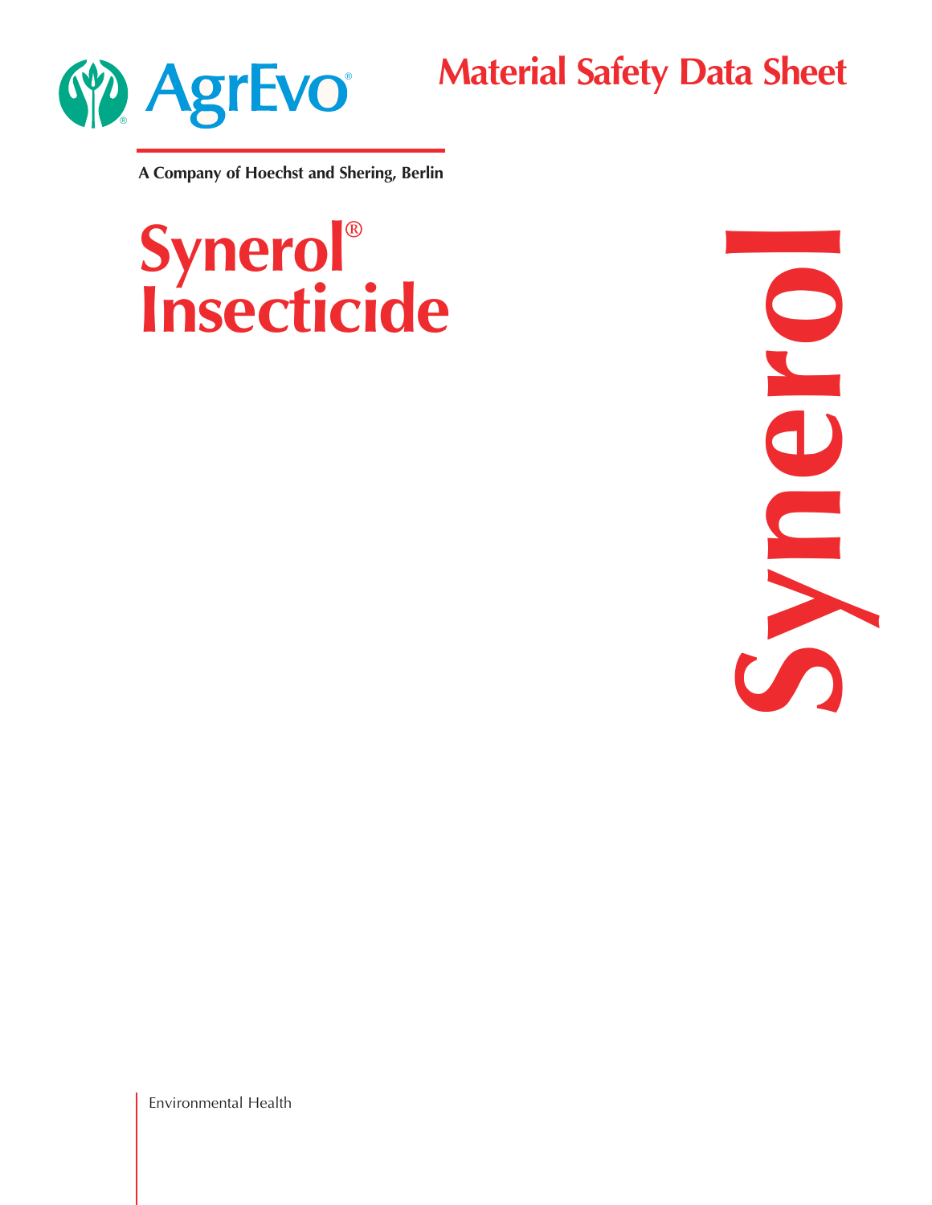AgrEvo®

# Material Safety Data Sheet

**A Company of Hoechst and Shering, Berlin**

# Synerol® Insecticide

Synerol

Environmental Health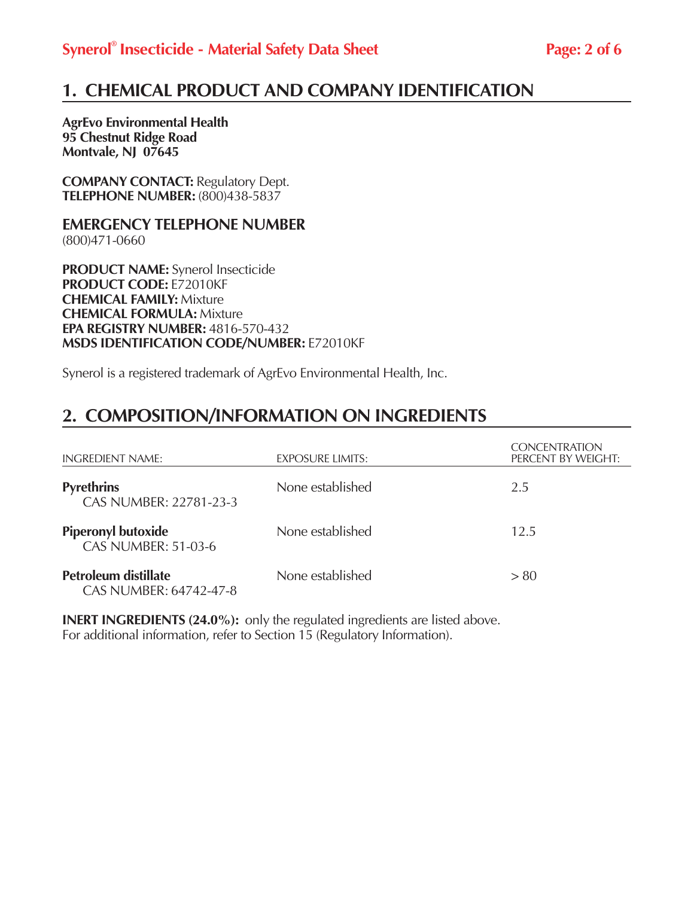## 1. CHEMICAL PRODUCT AND COMPANY IDENTIFICATION

**AgrEvo Environmental Health**
**95 Chestnut Ridge Road**
**Montvale, NJ 07645**

**COMPANY CONTACT:** Regulatory Dept.
**TELEPHONE NUMBER:** (800)438-5837

### EMERGENCY TELEPHONE NUMBER

(800)471-0660

**PRODUCT NAME:** Synerol Insecticide
**PRODUCT CODE:** E72010KF
**CHEMICAL FAMILY:** Mixture
**CHEMICAL FORMULA:** Mixture
**EPA REGISTRY NUMBER:** 4816-570-432
**MSDS IDENTIFICATION CODE/NUMBER:** E72010KF

Synerol is a registered trademark of AgrEvo Environmental Health, Inc.

## 2. COMPOSITION/INFORMATION ON INGREDIENTS

| INGREDIENT NAME: | EXPOSURE LIMITS: | CONCENTRATION PERCENT BY WEIGHT: |
|---|---|---|
| **Pyrethrins** CAS NUMBER: 22781-23-3 | None established | 2.5 |
| **Piperonyl butoxide** CAS NUMBER: 51-03-6 | None established | 12.5 |
| **Petroleum distillate** CAS NUMBER: 64742-47-8 | None established | > 80 |

**INERT INGREDIENTS (24.0%):** only the regulated ingredients are listed above. For additional information, refer to Section 15 (Regulatory Information).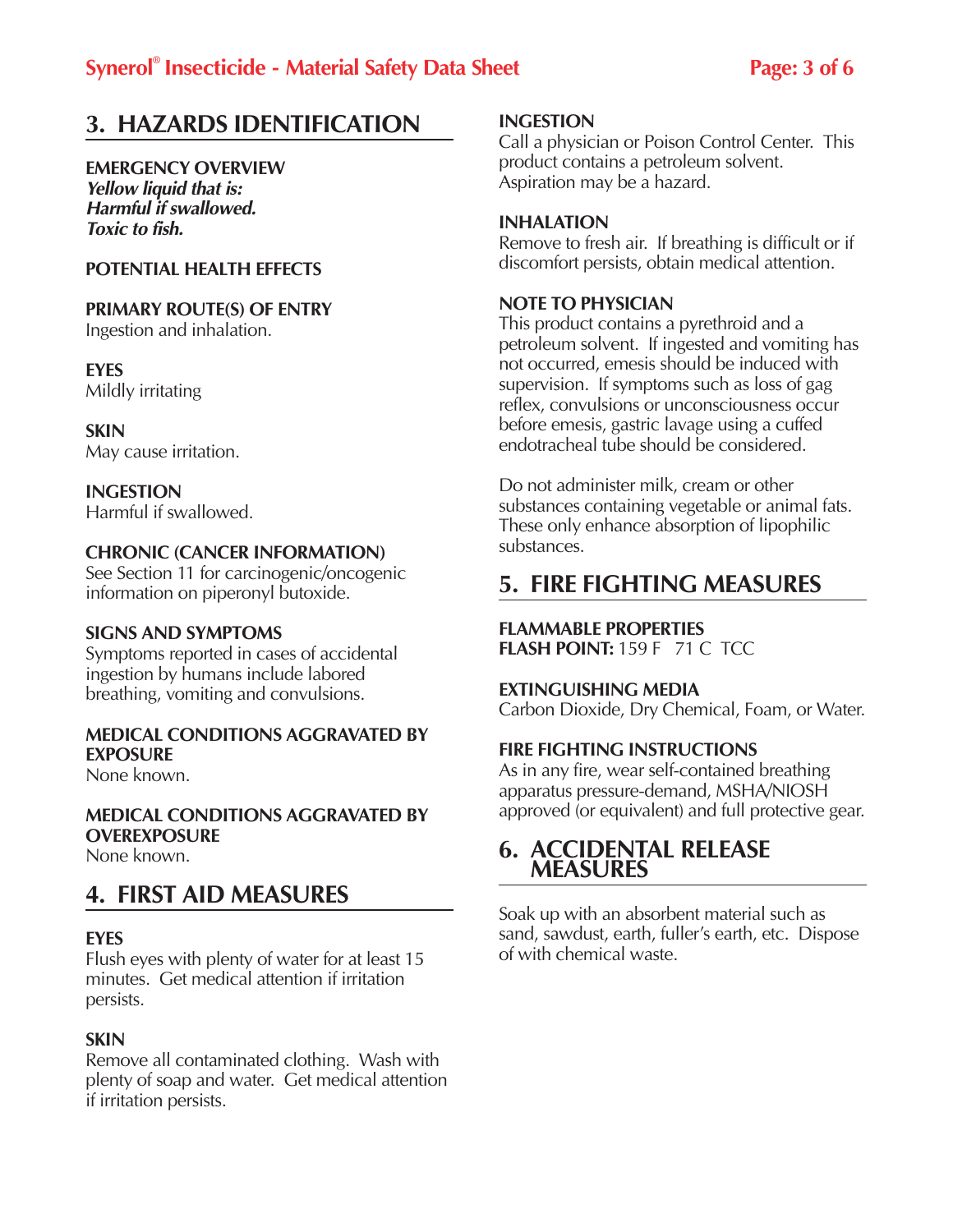## 3. HAZARDS IDENTIFICATION

**EMERGENCY OVERVIEW**
***Yellow liquid that is:***
***Harmful if swallowed.***
***Toxic to fish.***

**POTENTIAL HEALTH EFFECTS**

**PRIMARY ROUTE(S) OF ENTRY**
Ingestion and inhalation.

**EYES**
Mildly irritating

**SKIN**
May cause irritation.

**INGESTION**
Harmful if swallowed.

**CHRONIC (CANCER INFORMATION)**
See Section 11 for carcinogenic/oncogenic information on piperonyl butoxide.

**SIGNS AND SYMPTOMS**
Symptoms reported in cases of accidental ingestion by humans include labored breathing, vomiting and convulsions.

**MEDICAL CONDITIONS AGGRAVATED BY EXPOSURE**
None known.

**MEDICAL CONDITIONS AGGRAVATED BY OVEREXPOSURE**
None known.

## 4. FIRST AID MEASURES

**EYES**
Flush eyes with plenty of water for at least 15 minutes. Get medical attention if irritation persists.

**SKIN**
Remove all contaminated clothing. Wash with plenty of soap and water. Get medical attention if irritation persists.

**INGESTION**
Call a physician or Poison Control Center. This product contains a petroleum solvent. Aspiration may be a hazard.

**INHALATION**
Remove to fresh air. If breathing is difficult or if discomfort persists, obtain medical attention.

**NOTE TO PHYSICIAN**
This product contains a pyrethroid and a petroleum solvent. If ingested and vomiting has not occurred, emesis should be induced with supervision. If symptoms such as loss of gag reflex, convulsions or unconsciousness occur before emesis, gastric lavage using a cuffed endotracheal tube should be considered.

Do not administer milk, cream or other substances containing vegetable or animal fats. These only enhance absorption of lipophilic substances.

## 5. FIRE FIGHTING MEASURES

**FLAMMABLE PROPERTIES**
**FLASH POINT:** 159 F 71 C TCC

**EXTINGUISHING MEDIA**
Carbon Dioxide, Dry Chemical, Foam, or Water.

**FIRE FIGHTING INSTRUCTIONS**
As in any fire, wear self-contained breathing apparatus pressure-demand, MSHA/NIOSH approved (or equivalent) and full protective gear.

## 6. ACCIDENTAL RELEASE MEASURES

Soak up with an absorbent material such as sand, sawdust, earth, fuller's earth, etc. Dispose of with chemical waste.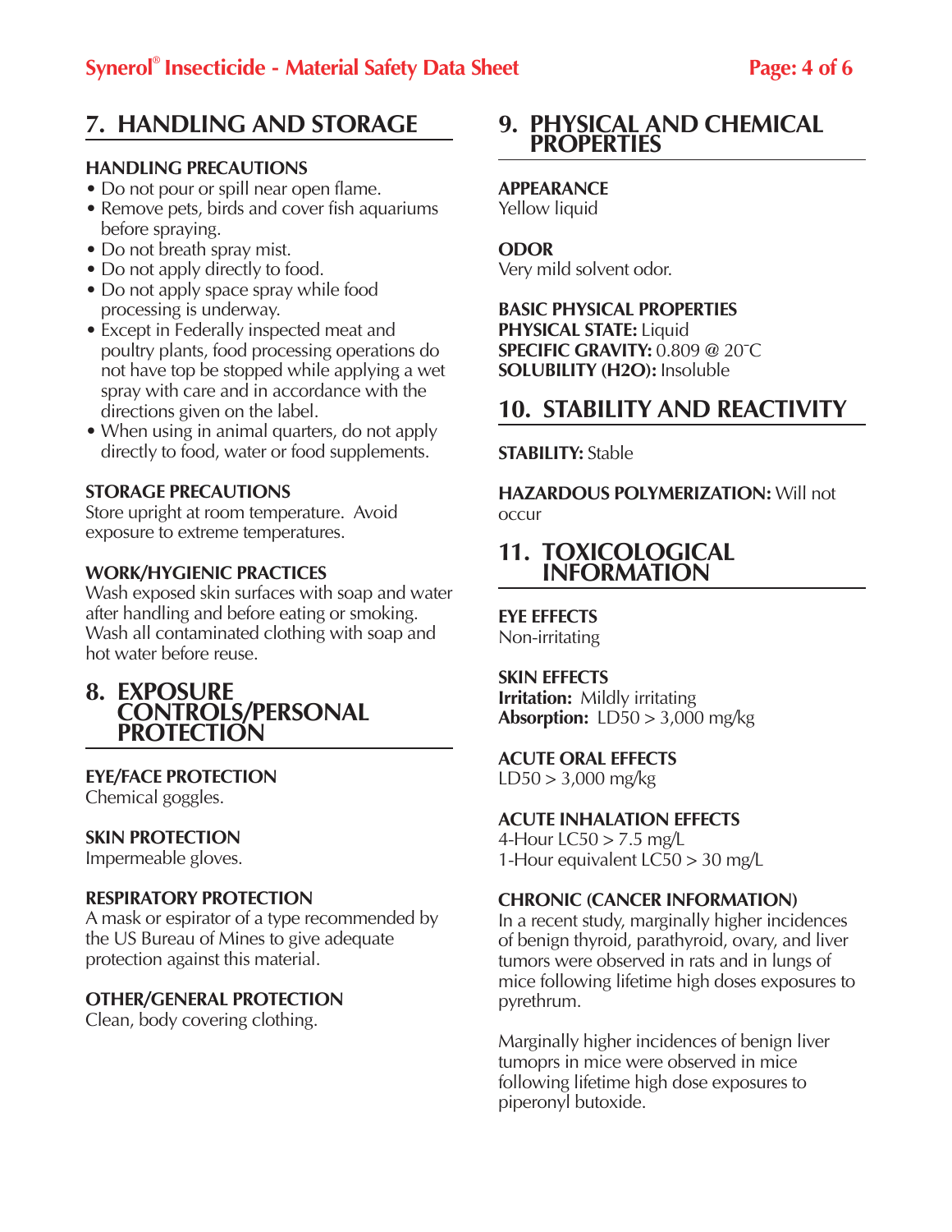## 7. HANDLING AND STORAGE

**HANDLING PRECAUTIONS**

- Do not pour or spill near open flame.
- Remove pets, birds and cover fish aquariums before spraying.
- Do not breath spray mist.
- Do not apply directly to food.
- Do not apply space spray while food processing is underway.
- Except in Federally inspected meat and poultry plants, food processing operations do not have top be stopped while applying a wet spray with care and in accordance with the directions given on the label.
- When using in animal quarters, do not apply directly to food, water or food supplements.

**STORAGE PRECAUTIONS**

Store upright at room temperature. Avoid exposure to extreme temperatures.

**WORK/HYGIENIC PRACTICES**

Wash exposed skin surfaces with soap and water after handling and before eating or smoking. Wash all contaminated clothing with soap and hot water before reuse.

## 8. EXPOSURE CONTROLS/PERSONAL PROTECTION

**EYE/FACE PROTECTION**

Chemical goggles.

**SKIN PROTECTION**

Impermeable gloves.

**RESPIRATORY PROTECTION**

A mask or espirator of a type recommended by the US Bureau of Mines to give adequate protection against this material.

**OTHER/GENERAL PROTECTION**

Clean, body covering clothing.

## 9. PHYSICAL AND CHEMICAL PROPERTIES

**APPEARANCE**

Yellow liquid

**ODOR**

Very mild solvent odor.

**BASIC PHYSICAL PROPERTIES**

**PHYSICAL STATE:** Liquid

**SPECIFIC GRAVITY:** 0.809 @ 20˚C

**SOLUBILITY (H2O):** Insoluble

## 10. STABILITY AND REACTIVITY

**STABILITY:** Stable

**HAZARDOUS POLYMERIZATION:** Will not occur

## 11. TOXICOLOGICAL INFORMATION

**EYE EFFECTS**

Non-irritating

**SKIN EFFECTS**

**Irritation:** Mildly irritating

**Absorption:** LD50 > 3,000 mg/kg

**ACUTE ORAL EFFECTS**

LD50 > 3,000 mg/kg

**ACUTE INHALATION EFFECTS**

4-Hour LC50 > 7.5 mg/L

1-Hour equivalent LC50 > 30 mg/L

**CHRONIC (CANCER INFORMATION)**

In a recent study, marginally higher incidences of benign thyroid, parathyroid, ovary, and liver tumors were observed in rats and in lungs of mice following lifetime high doses exposures to pyrethrum.

Marginally higher incidences of benign liver tumoprs in mice were observed in mice following lifetime high dose exposures to piperonyl butoxide.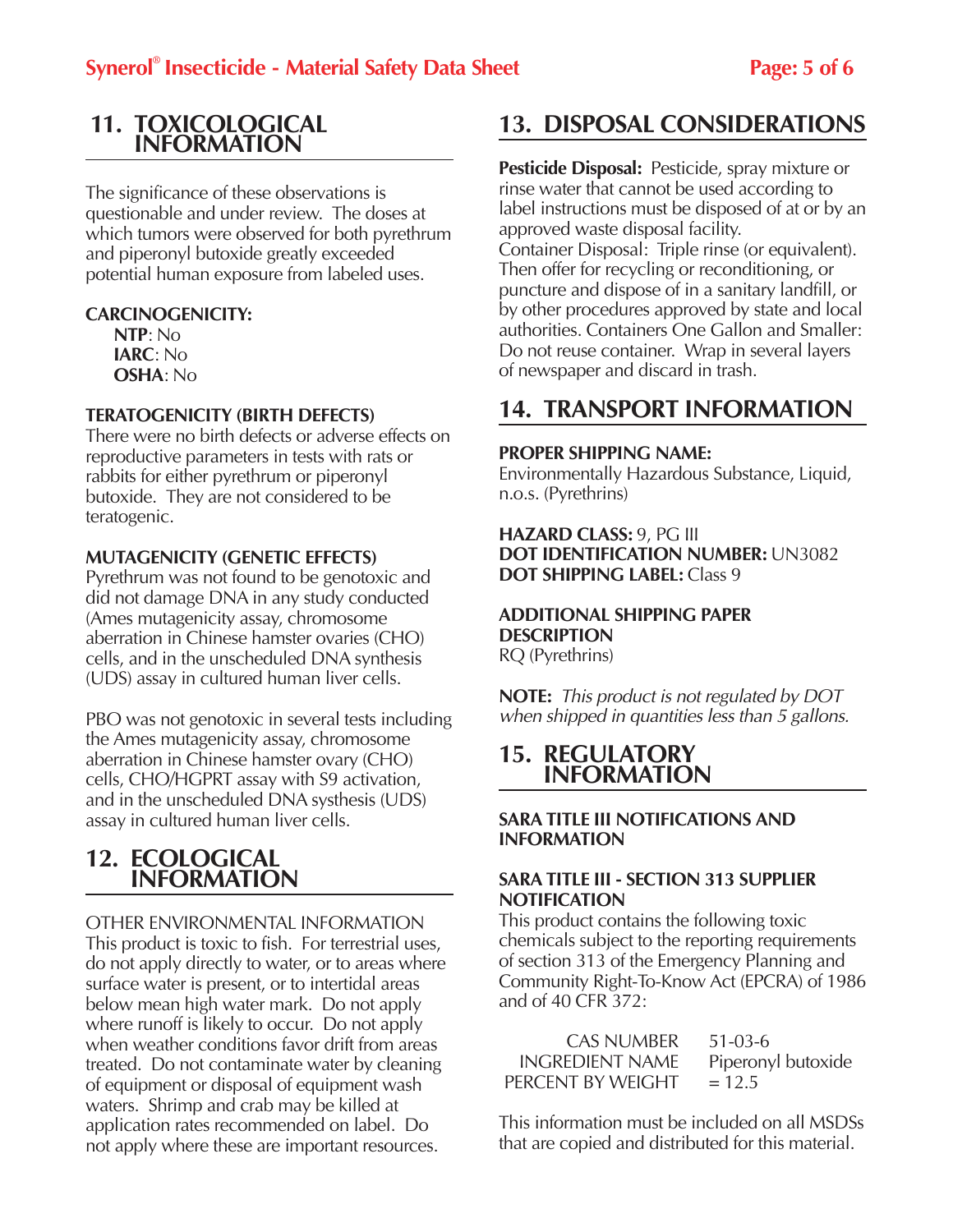## 11. TOXICOLOGICAL INFORMATION

The significance of these observations is questionable and under review. The doses at which tumors were observed for both pyrethrum and piperonyl butoxide greatly exceeded potential human exposure from labeled uses.

**CARCINOGENICITY:**

**NTP**: No
**IARC**: No
**OSHA**: No

**TERATOGENICITY (BIRTH DEFECTS)**

There were no birth defects or adverse effects on reproductive parameters in tests with rats or rabbits for either pyrethrum or piperonyl butoxide. They are not considered to be teratogenic.

**MUTAGENICITY (GENETIC EFFECTS)**

Pyrethrum was not found to be genotoxic and did not damage DNA in any study conducted (Ames mutagenicity assay, chromosome aberration in Chinese hamster ovaries (CHO) cells, and in the unscheduled DNA synthesis (UDS) assay in cultured human liver cells.

PBO was not genotoxic in several tests including the Ames mutagenicity assay, chromosome aberration in Chinese hamster ovary (CHO) cells, CHO/HGPRT assay with S9 activation, and in the unscheduled DNA systhesis (UDS) assay in cultured human liver cells.

## 12. ECOLOGICAL INFORMATION

OTHER ENVIRONMENTAL INFORMATION

This product is toxic to fish. For terrestrial uses, do not apply directly to water, or to areas where surface water is present, or to intertidal areas below mean high water mark. Do not apply where runoff is likely to occur. Do not apply when weather conditions favor drift from areas treated. Do not contaminate water by cleaning of equipment or disposal of equipment wash waters. Shrimp and crab may be killed at application rates recommended on label. Do not apply where these are important resources.

## 13. DISPOSAL CONSIDERATIONS

**Pesticide Disposal:** Pesticide, spray mixture or rinse water that cannot be used according to label instructions must be disposed of at or by an approved waste disposal facility.
Container Disposal: Triple rinse (or equivalent). Then offer for recycling or reconditioning, or puncture and dispose of in a sanitary landfill, or by other procedures approved by state and local authorities. Containers One Gallon and Smaller: Do not reuse container. Wrap in several layers of newspaper and discard in trash.

## 14. TRANSPORT INFORMATION

**PROPER SHIPPING NAME:**
Environmentally Hazardous Substance, Liquid, n.o.s. (Pyrethrins)

**HAZARD CLASS:** 9, PG III
**DOT IDENTIFICATION NUMBER:** UN3082
**DOT SHIPPING LABEL:** Class 9

**ADDITIONAL SHIPPING PAPER DESCRIPTION**
RQ (Pyrethrins)

**NOTE:** *This product is not regulated by DOT when shipped in quantities less than 5 gallons.*

## 15. REGULATORY INFORMATION

**SARA TITLE III NOTIFICATIONS AND INFORMATION**

**SARA TITLE III - SECTION 313 SUPPLIER NOTIFICATION**

This product contains the following toxic chemicals subject to the reporting requirements of section 313 of the Emergency Planning and Community Right-To-Know Act (EPCRA) of 1986 and of 40 CFR 372:

| | |
|---|---|
| CAS NUMBER | 51-03-6 |
| INGREDIENT NAME | Piperonyl butoxide |
| PERCENT BY WEIGHT | = 12.5 |

This information must be included on all MSDSs that are copied and distributed for this material.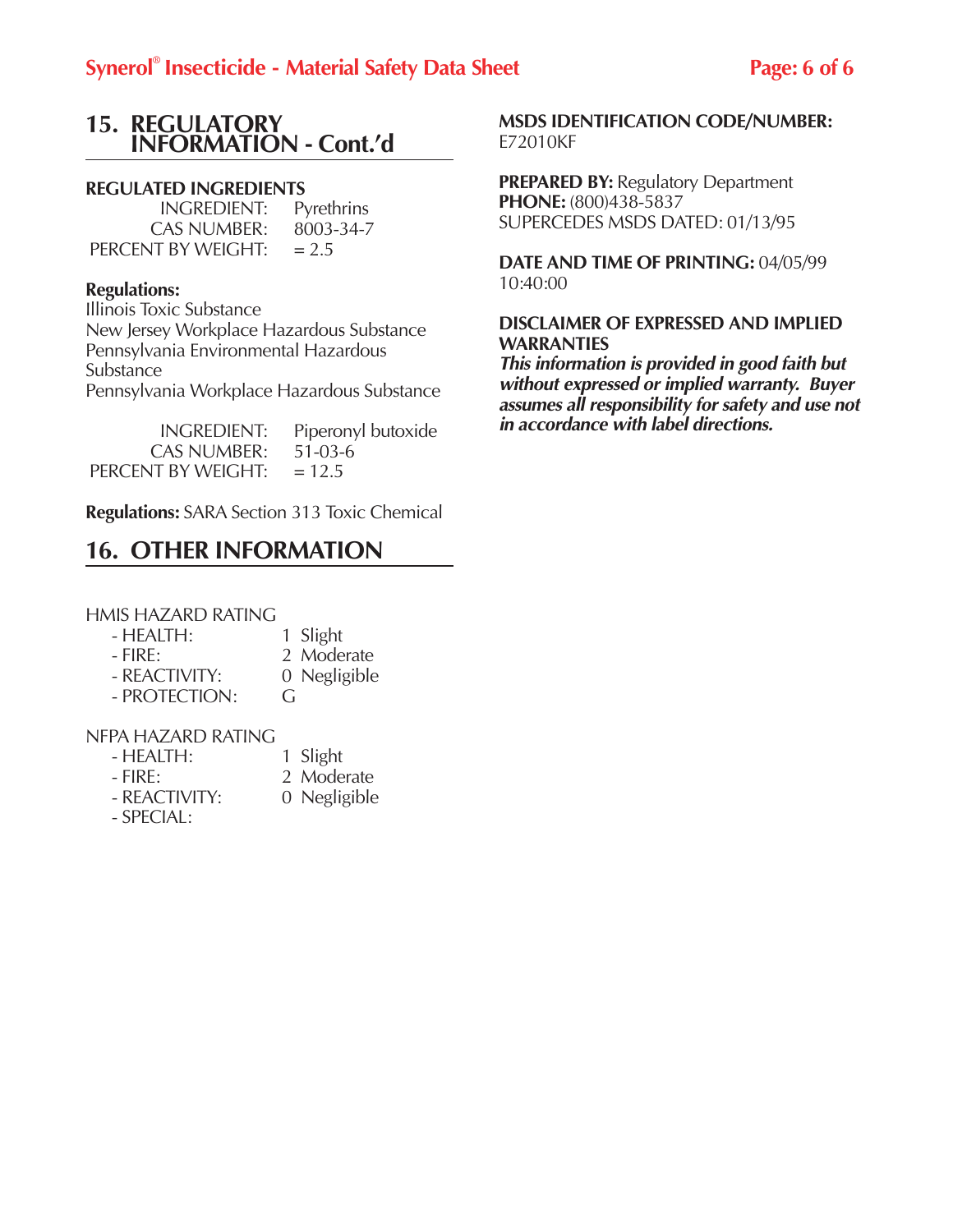## 15. REGULATORY INFORMATION - Cont.'d

**REGULATED INGREDIENTS**

INGREDIENT: Pyrethrins
CAS NUMBER: 8003-34-7
PERCENT BY WEIGHT: = 2.5

**Regulations:**
Illinois Toxic Substance
New Jersey Workplace Hazardous Substance
Pennsylvania Environmental Hazardous Substance
Pennsylvania Workplace Hazardous Substance

INGREDIENT: Piperonyl butoxide
CAS NUMBER: 51-03-6
PERCENT BY WEIGHT: = 12.5

**Regulations:** SARA Section 313 Toxic Chemical

## 16. OTHER INFORMATION

HMIS HAZARD RATING
- HEALTH: 1 Slight
- FIRE: 2 Moderate
- REACTIVITY: 0 Negligible
- PROTECTION: G

NFPA HAZARD RATING
- HEALTH: 1 Slight
- FIRE: 2 Moderate
- REACTIVITY: 0 Negligible
- SPECIAL:

**MSDS IDENTIFICATION CODE/NUMBER:**
E72010KF

**PREPARED BY:** Regulatory Department
**PHONE:** (800)438-5837
SUPERCEDES MSDS DATED: 01/13/95

**DATE AND TIME OF PRINTING:** 04/05/99 10:40:00

**DISCLAIMER OF EXPRESSED AND IMPLIED WARRANTIES**
***This information is provided in good faith but without expressed or implied warranty. Buyer assumes all responsibility for safety and use not in accordance with label directions.***